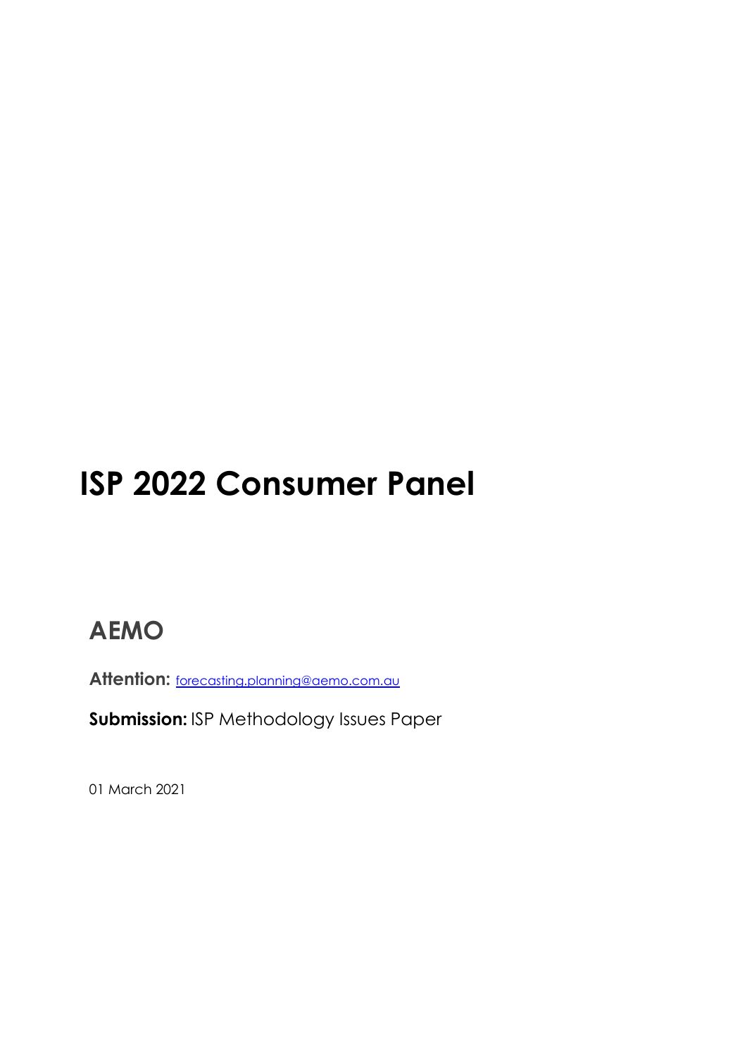# ISP 2022 Consumer Panel

## AEMO

**Attention:** forecasting.planning@aemo.com.au

**Submission:** ISP Methodology Issues Paper

01 March 2021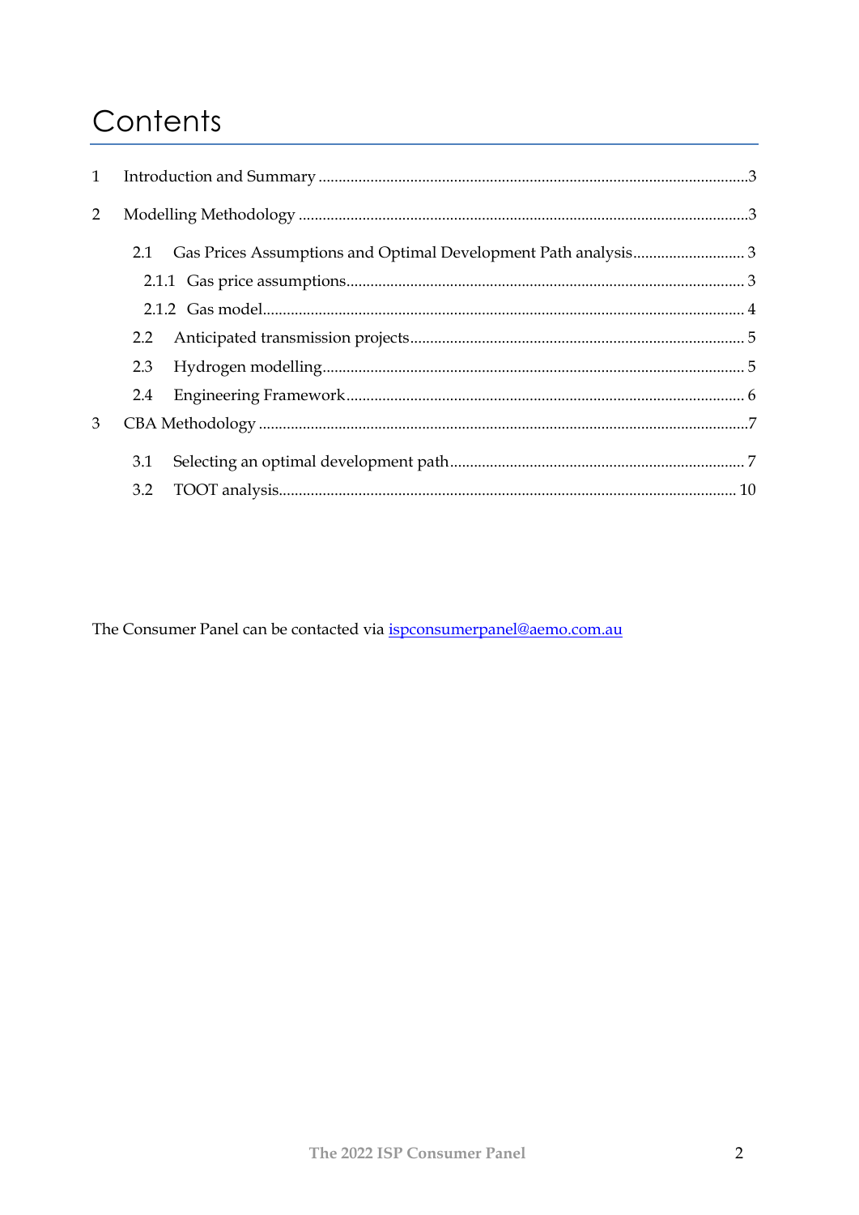# Contents

1 Introduction and Summary ........................................................................................................3

2 Modelling Methodology ............................................................................................................3

2.1 Gas Prices Assumptions and Optimal Development Path analysis ............................ 3

2.1.1 Gas price assumptions .................................................................................................. 3

2.1.2 Gas model ....................................................................................................................... 4

2.2 Anticipated transmission projects .................................................................................. 5

2.3 Hydrogen modelling ......................................................................................................... 5

2.4 Engineering Framework ................................................................................................... 6

3 CBA Methodology ......................................................................................................................7

3.1 Selecting an optimal development path ......................................................................... 7

3.2 TOOT analysis ................................................................................................................. 10

The Consumer Panel can be contacted via [ispconsumerpanel@aemo.com.au](mailto:ispconsumerpanel@aemo.com.au)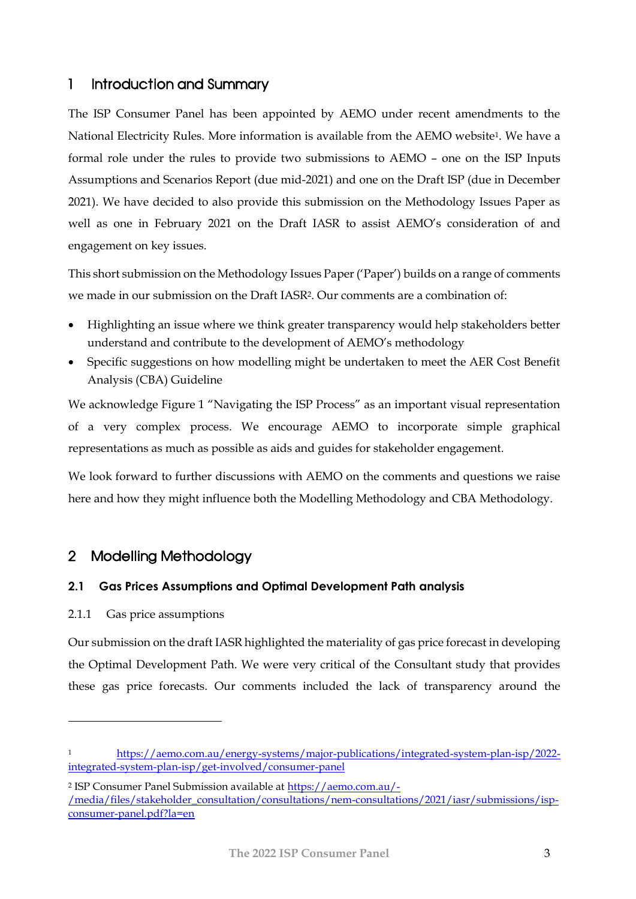# 1 Introduction and Summary

The ISP Consumer Panel has been appointed by AEMO under recent amendments to the National Electricity Rules. More information is available from the AEMO website[1]. We have a formal role under the rules to provide two submissions to AEMO – one on the ISP Inputs Assumptions and Scenarios Report (due mid-2021) and one on the Draft ISP (due in December 2021). We have decided to also provide this submission on the Methodology Issues Paper as well as one in February 2021 on the Draft IASR to assist AEMO's consideration of and engagement on key issues.

This short submission on the Methodology Issues Paper ('Paper') builds on a range of comments we made in our submission on the Draft IASR[2]. Our comments are a combination of:

- Highlighting an issue where we think greater transparency would help stakeholders better understand and contribute to the development of AEMO's methodology
- Specific suggestions on how modelling might be undertaken to meet the AER Cost Benefit Analysis (CBA) Guideline

We acknowledge Figure 1 "Navigating the ISP Process" as an important visual representation of a very complex process. We encourage AEMO to incorporate simple graphical representations as much as possible as aids and guides for stakeholder engagement.

We look forward to further discussions with AEMO on the comments and questions we raise here and how they might influence both the Modelling Methodology and CBA Methodology.

# 2 Modelling Methodology

## 2.1 Gas Prices Assumptions and Optimal Development Path analysis

### 2.1.1 Gas price assumptions

Our submission on the draft IASR highlighted the materiality of gas price forecast in developing the Optimal Development Path. We were very critical of the Consultant study that provides these gas price forecasts. Our comments included the lack of transparency around the

---

[1] https://aemo.com.au/energy-systems/major-publications/integrated-system-plan-isp/2022-integrated-system-plan-isp/get-involved/consumer-panel

[2] ISP Consumer Panel Submission available at https://aemo.com.au/-/media/files/stakeholder_consultation/consultations/nem-consultations/2021/iasr/submissions/isp-consumer-panel.pdf?la=en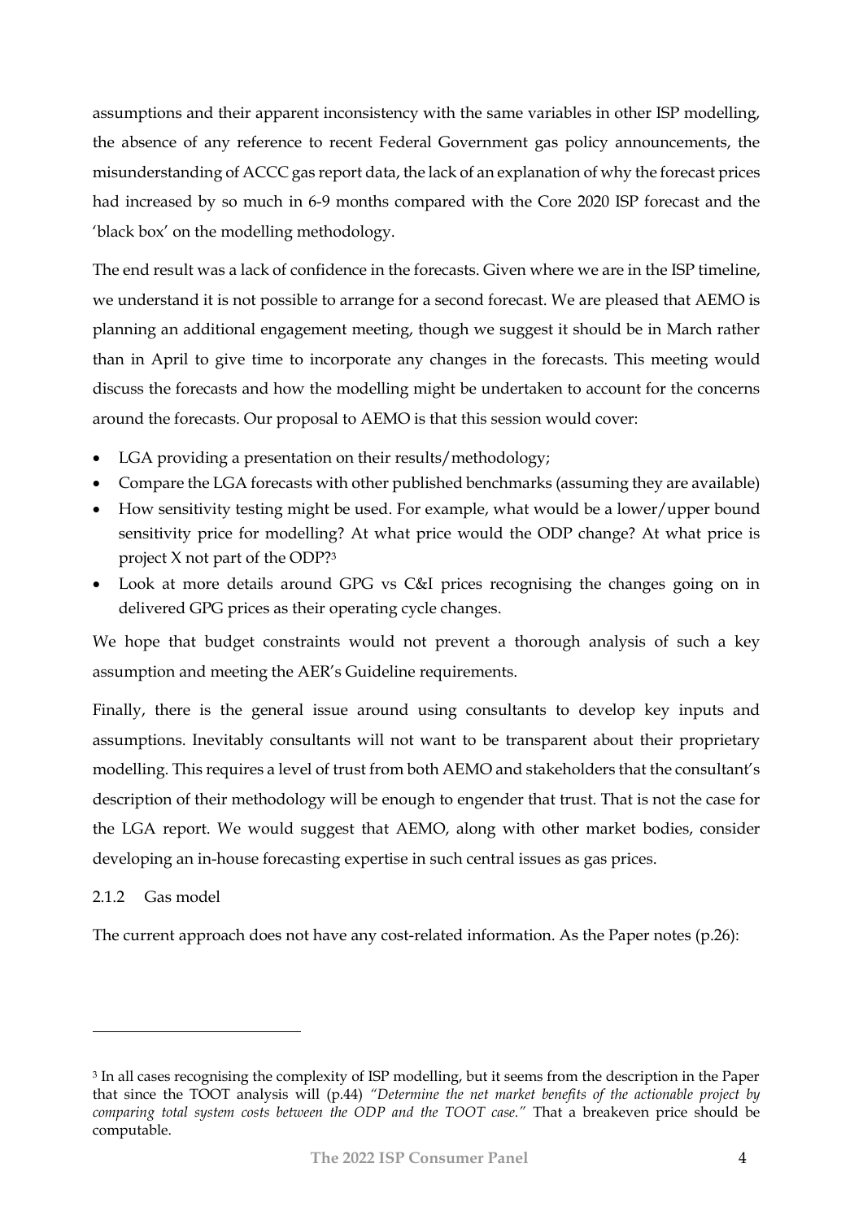assumptions and their apparent inconsistency with the same variables in other ISP modelling, the absence of any reference to recent Federal Government gas policy announcements, the misunderstanding of ACCC gas report data, the lack of an explanation of why the forecast prices had increased by so much in 6-9 months compared with the Core 2020 ISP forecast and the 'black box' on the modelling methodology.

The end result was a lack of confidence in the forecasts. Given where we are in the ISP timeline, we understand it is not possible to arrange for a second forecast. We are pleased that AEMO is planning an additional engagement meeting, though we suggest it should be in March rather than in April to give time to incorporate any changes in the forecasts. This meeting would discuss the forecasts and how the modelling might be undertaken to account for the concerns around the forecasts. Our proposal to AEMO is that this session would cover:

- LGA providing a presentation on their results/methodology;
- Compare the LGA forecasts with other published benchmarks (assuming they are available)
- How sensitivity testing might be used. For example, what would be a lower/upper bound sensitivity price for modelling? At what price would the ODP change? At what price is project X not part of the ODP?[3]
- Look at more details around GPG vs C&I prices recognising the changes going on in delivered GPG prices as their operating cycle changes.

We hope that budget constraints would not prevent a thorough analysis of such a key assumption and meeting the AER's Guideline requirements.

Finally, there is the general issue around using consultants to develop key inputs and assumptions. Inevitably consultants will not want to be transparent about their proprietary modelling. This requires a level of trust from both AEMO and stakeholders that the consultant's description of their methodology will be enough to engender that trust. That is not the case for the LGA report. We would suggest that AEMO, along with other market bodies, consider developing an in-house forecasting expertise in such central issues as gas prices.

### 2.1.2 Gas model

The current approach does not have any cost-related information. As the Paper notes (p.26):

---

[3] In all cases recognising the complexity of ISP modelling, but it seems from the description in the Paper that since the TOOT analysis will (p.44) *"Determine the net market benefits of the actionable project by comparing total system costs between the ODP and the TOOT case."* That a breakeven price should be computable.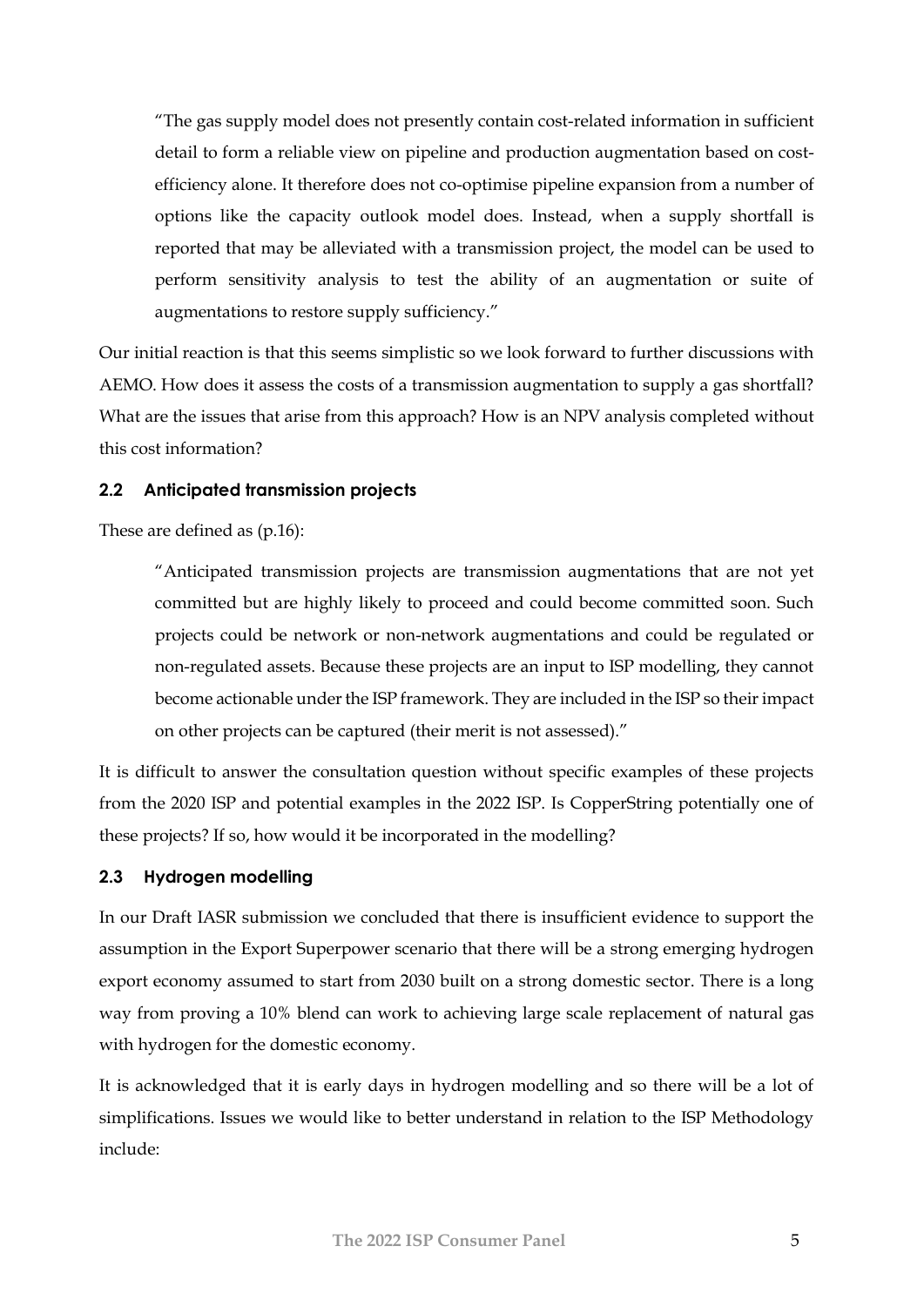> "The gas supply model does not presently contain cost-related information in sufficient detail to form a reliable view on pipeline and production augmentation based on cost-efficiency alone. It therefore does not co-optimise pipeline expansion from a number of options like the capacity outlook model does. Instead, when a supply shortfall is reported that may be alleviated with a transmission project, the model can be used to perform sensitivity analysis to test the ability of an augmentation or suite of augmentations to restore supply sufficiency."

Our initial reaction is that this seems simplistic so we look forward to further discussions with AEMO. How does it assess the costs of a transmission augmentation to supply a gas shortfall? What are the issues that arise from this approach? How is an NPV analysis completed without this cost information?

### 2.2 Anticipated transmission projects

These are defined as (p.16):

> "Anticipated transmission projects are transmission augmentations that are not yet committed but are highly likely to proceed and could become committed soon. Such projects could be network or non-network augmentations and could be regulated or non-regulated assets. Because these projects are an input to ISP modelling, they cannot become actionable under the ISP framework. They are included in the ISP so their impact on other projects can be captured (their merit is not assessed)."

It is difficult to answer the consultation question without specific examples of these projects from the 2020 ISP and potential examples in the 2022 ISP. Is CopperString potentially one of these projects? If so, how would it be incorporated in the modelling?

### 2.3 Hydrogen modelling

In our Draft IASR submission we concluded that there is insufficient evidence to support the assumption in the Export Superpower scenario that there will be a strong emerging hydrogen export economy assumed to start from 2030 built on a strong domestic sector. There is a long way from proving a 10% blend can work to achieving large scale replacement of natural gas with hydrogen for the domestic economy.

It is acknowledged that it is early days in hydrogen modelling and so there will be a lot of simplifications. Issues we would like to better understand in relation to the ISP Methodology include: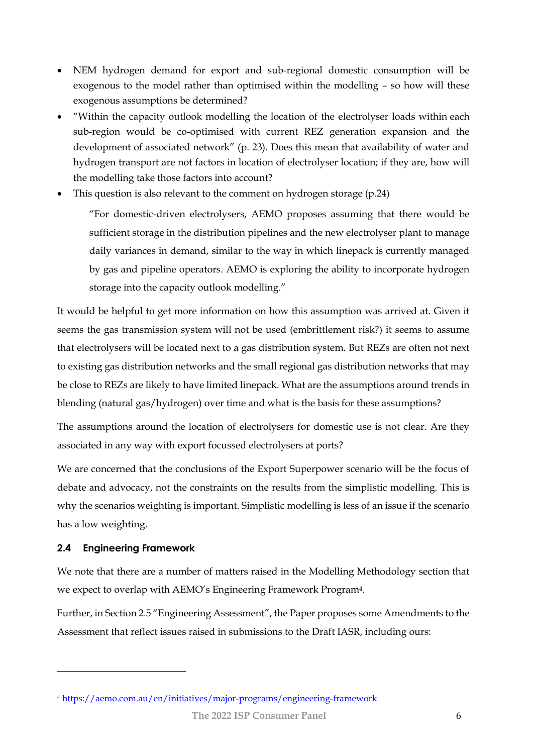- NEM hydrogen demand for export and sub-regional domestic consumption will be exogenous to the model rather than optimised within the modelling – so how will these exogenous assumptions be determined?
- "Within the capacity outlook modelling the location of the electrolyser loads within each sub-region would be co-optimised with current REZ generation expansion and the development of associated network" (p. 23). Does this mean that availability of water and hydrogen transport are not factors in location of electrolyser location; if they are, how will the modelling take those factors into account?
- This question is also relevant to the comment on hydrogen storage (p.24)

> "For domestic-driven electrolysers, AEMO proposes assuming that there would be sufficient storage in the distribution pipelines and the new electrolyser plant to manage daily variances in demand, similar to the way in which linepack is currently managed by gas and pipeline operators. AEMO is exploring the ability to incorporate hydrogen storage into the capacity outlook modelling."

It would be helpful to get more information on how this assumption was arrived at. Given it seems the gas transmission system will not be used (embrittlement risk?) it seems to assume that electrolysers will be located next to a gas distribution system. But REZs are often not next to existing gas distribution networks and the small regional gas distribution networks that may be close to REZs are likely to have limited linepack. What are the assumptions around trends in blending (natural gas/hydrogen) over time and what is the basis for these assumptions?

The assumptions around the location of electrolysers for domestic use is not clear. Are they associated in any way with export focussed electrolysers at ports?

We are concerned that the conclusions of the Export Superpower scenario will be the focus of debate and advocacy, not the constraints on the results from the simplistic modelling. This is why the scenarios weighting is important. Simplistic modelling is less of an issue if the scenario has a low weighting.

### 2.4 Engineering Framework

We note that there are a number of matters raised in the Modelling Methodology section that we expect to overlap with AEMO's Engineering Framework Program[4].

Further, in Section 2.5 "Engineering Assessment", the Paper proposes some Amendments to the Assessment that reflect issues raised in submissions to the Draft IASR, including ours:

---

[4] https://aemo.com.au/en/initiatives/major-programs/engineering-framework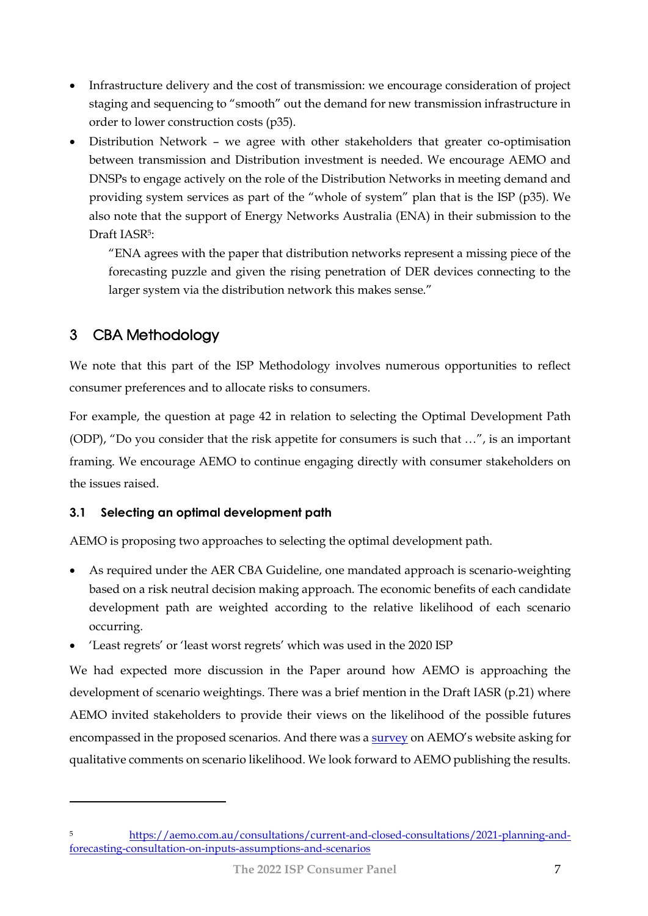- Infrastructure delivery and the cost of transmission: we encourage consideration of project staging and sequencing to "smooth" out the demand for new transmission infrastructure in order to lower construction costs (p35).
- Distribution Network – we agree with other stakeholders that greater co-optimisation between transmission and Distribution investment is needed. We encourage AEMO and DNSPs to engage actively on the role of the Distribution Networks in meeting demand and providing system services as part of the "whole of system" plan that is the ISP (p35). We also note that the support of Energy Networks Australia (ENA) in their submission to the Draft IASR[5]:

  > "ENA agrees with the paper that distribution networks represent a missing piece of the forecasting puzzle and given the rising penetration of DER devices connecting to the larger system via the distribution network this makes sense."

## 3 CBA Methodology

We note that this part of the ISP Methodology involves numerous opportunities to reflect consumer preferences and to allocate risks to consumers.

For example, the question at page 42 in relation to selecting the Optimal Development Path (ODP), "Do you consider that the risk appetite for consumers is such that …", is an important framing. We encourage AEMO to continue engaging directly with consumer stakeholders on the issues raised.

### 3.1 Selecting an optimal development path

AEMO is proposing two approaches to selecting the optimal development path.

- As required under the AER CBA Guideline, one mandated approach is scenario-weighting based on a risk neutral decision making approach. The economic benefits of each candidate development path are weighted according to the relative likelihood of each scenario occurring.
- 'Least regrets' or 'least worst regrets' which was used in the 2020 ISP

We had expected more discussion in the Paper around how AEMO is approaching the development of scenario weightings. There was a brief mention in the Draft IASR (p.21) where AEMO invited stakeholders to provide their views on the likelihood of the possible futures encompassed in the proposed scenarios. And there was a survey on AEMO's website asking for qualitative comments on scenario likelihood. We look forward to AEMO publishing the results.

---

[5] https://aemo.com.au/consultations/current-and-closed-consultations/2021-planning-and-forecasting-consultation-on-inputs-assumptions-and-scenarios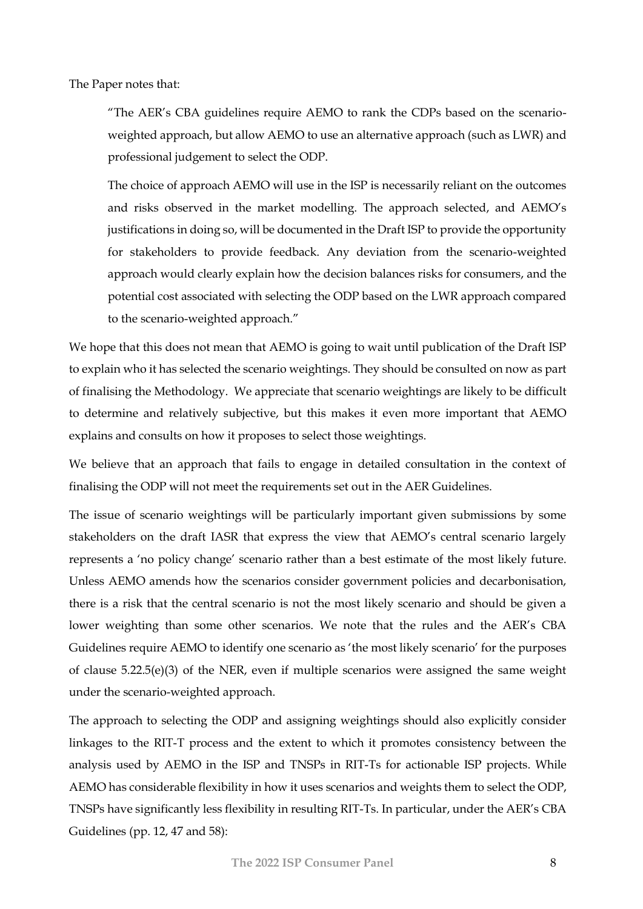The Paper notes that:

> "The AER's CBA guidelines require AEMO to rank the CDPs based on the scenario-weighted approach, but allow AEMO to use an alternative approach (such as LWR) and professional judgement to select the ODP.
>
> The choice of approach AEMO will use in the ISP is necessarily reliant on the outcomes and risks observed in the market modelling. The approach selected, and AEMO's justifications in doing so, will be documented in the Draft ISP to provide the opportunity for stakeholders to provide feedback. Any deviation from the scenario-weighted approach would clearly explain how the decision balances risks for consumers, and the potential cost associated with selecting the ODP based on the LWR approach compared to the scenario-weighted approach."

We hope that this does not mean that AEMO is going to wait until publication of the Draft ISP to explain who it has selected the scenario weightings. They should be consulted on now as part of finalising the Methodology. We appreciate that scenario weightings are likely to be difficult to determine and relatively subjective, but this makes it even more important that AEMO explains and consults on how it proposes to select those weightings.

We believe that an approach that fails to engage in detailed consultation in the context of finalising the ODP will not meet the requirements set out in the AER Guidelines.

The issue of scenario weightings will be particularly important given submissions by some stakeholders on the draft IASR that express the view that AEMO's central scenario largely represents a 'no policy change' scenario rather than a best estimate of the most likely future. Unless AEMO amends how the scenarios consider government policies and decarbonisation, there is a risk that the central scenario is not the most likely scenario and should be given a lower weighting than some other scenarios. We note that the rules and the AER's CBA Guidelines require AEMO to identify one scenario as 'the most likely scenario' for the purposes of clause 5.22.5(e)(3) of the NER, even if multiple scenarios were assigned the same weight under the scenario-weighted approach.

The approach to selecting the ODP and assigning weightings should also explicitly consider linkages to the RIT-T process and the extent to which it promotes consistency between the analysis used by AEMO in the ISP and TNSPs in RIT-Ts for actionable ISP projects. While AEMO has considerable flexibility in how it uses scenarios and weights them to select the ODP, TNSPs have significantly less flexibility in resulting RIT-Ts. In particular, under the AER's CBA Guidelines (pp. 12, 47 and 58):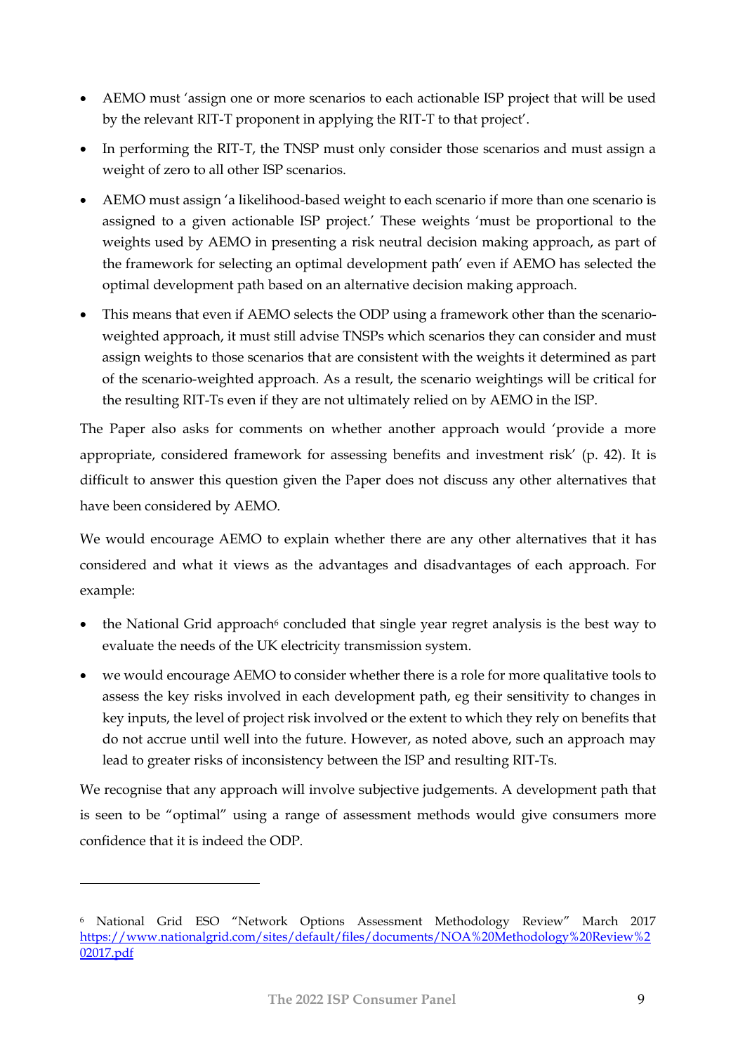- AEMO must 'assign one or more scenarios to each actionable ISP project that will be used by the relevant RIT-T proponent in applying the RIT-T to that project'.
- In performing the RIT-T, the TNSP must only consider those scenarios and must assign a weight of zero to all other ISP scenarios.
- AEMO must assign 'a likelihood-based weight to each scenario if more than one scenario is assigned to a given actionable ISP project.' These weights 'must be proportional to the weights used by AEMO in presenting a risk neutral decision making approach, as part of the framework for selecting an optimal development path' even if AEMO has selected the optimal development path based on an alternative decision making approach.
- This means that even if AEMO selects the ODP using a framework other than the scenario-weighted approach, it must still advise TNSPs which scenarios they can consider and must assign weights to those scenarios that are consistent with the weights it determined as part of the scenario-weighted approach. As a result, the scenario weightings will be critical for the resulting RIT-Ts even if they are not ultimately relied on by AEMO in the ISP.

The Paper also asks for comments on whether another approach would 'provide a more appropriate, considered framework for assessing benefits and investment risk' (p. 42). It is difficult to answer this question given the Paper does not discuss any other alternatives that have been considered by AEMO.

We would encourage AEMO to explain whether there are any other alternatives that it has considered and what it views as the advantages and disadvantages of each approach. For example:

- the National Grid approach[6] concluded that single year regret analysis is the best way to evaluate the needs of the UK electricity transmission system.
- we would encourage AEMO to consider whether there is a role for more qualitative tools to assess the key risks involved in each development path, eg their sensitivity to changes in key inputs, the level of project risk involved or the extent to which they rely on benefits that do not accrue until well into the future. However, as noted above, such an approach may lead to greater risks of inconsistency between the ISP and resulting RIT-Ts.

We recognise that any approach will involve subjective judgements. A development path that is seen to be "optimal" using a range of assessment methods would give consumers more confidence that it is indeed the ODP.

---

[6] National Grid ESO "Network Options Assessment Methodology Review" March 2017 https://www.nationalgrid.com/sites/default/files/documents/NOA%20Methodology%20Review%202017.pdf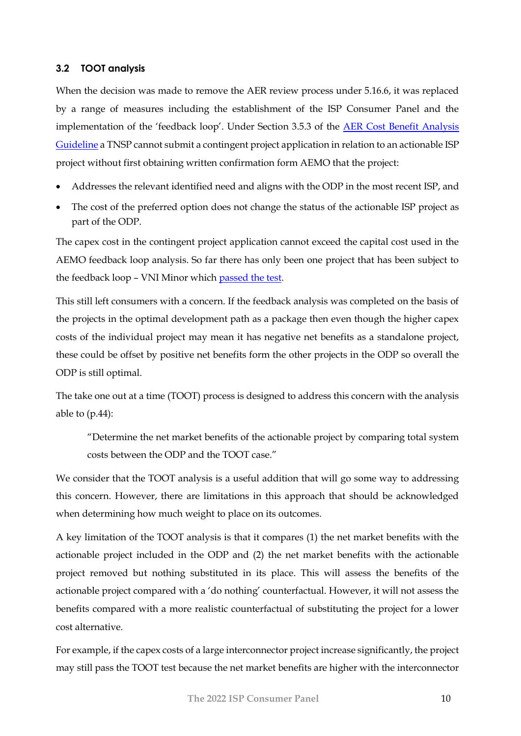### 3.2 TOOT analysis

When the decision was made to remove the AER review process under 5.16.6, it was replaced by a range of measures including the establishment of the ISP Consumer Panel and the implementation of the 'feedback loop'. Under Section 3.5.3 of the AER Cost Benefit Analysis Guideline a TNSP cannot submit a contingent project application in relation to an actionable ISP project without first obtaining written confirmation form AEMO that the project:

- Addresses the relevant identified need and aligns with the ODP in the most recent ISP, and
- The cost of the preferred option does not change the status of the actionable ISP project as part of the ODP.

The capex cost in the contingent project application cannot exceed the capital cost used in the AEMO feedback loop analysis. So far there has only been one project that has been subject to the feedback loop – VNI Minor which passed the test.

This still left consumers with a concern. If the feedback analysis was completed on the basis of the projects in the optimal development path as a package then even though the higher capex costs of the individual project may mean it has negative net benefits as a standalone project, these could be offset by positive net benefits form the other projects in the ODP so overall the ODP is still optimal.

The take one out at a time (TOOT) process is designed to address this concern with the analysis able to (p.44):

> "Determine the net market benefits of the actionable project by comparing total system costs between the ODP and the TOOT case."

We consider that the TOOT analysis is a useful addition that will go some way to addressing this concern. However, there are limitations in this approach that should be acknowledged when determining how much weight to place on its outcomes.

A key limitation of the TOOT analysis is that it compares (1) the net market benefits with the actionable project included in the ODP and (2) the net market benefits with the actionable project removed but nothing substituted in its place. This will assess the benefits of the actionable project compared with a 'do nothing' counterfactual. However, it will not assess the benefits compared with a more realistic counterfactual of substituting the project for a lower cost alternative.

For example, if the capex costs of a large interconnector project increase significantly, the project may still pass the TOOT test because the net market benefits are higher with the interconnector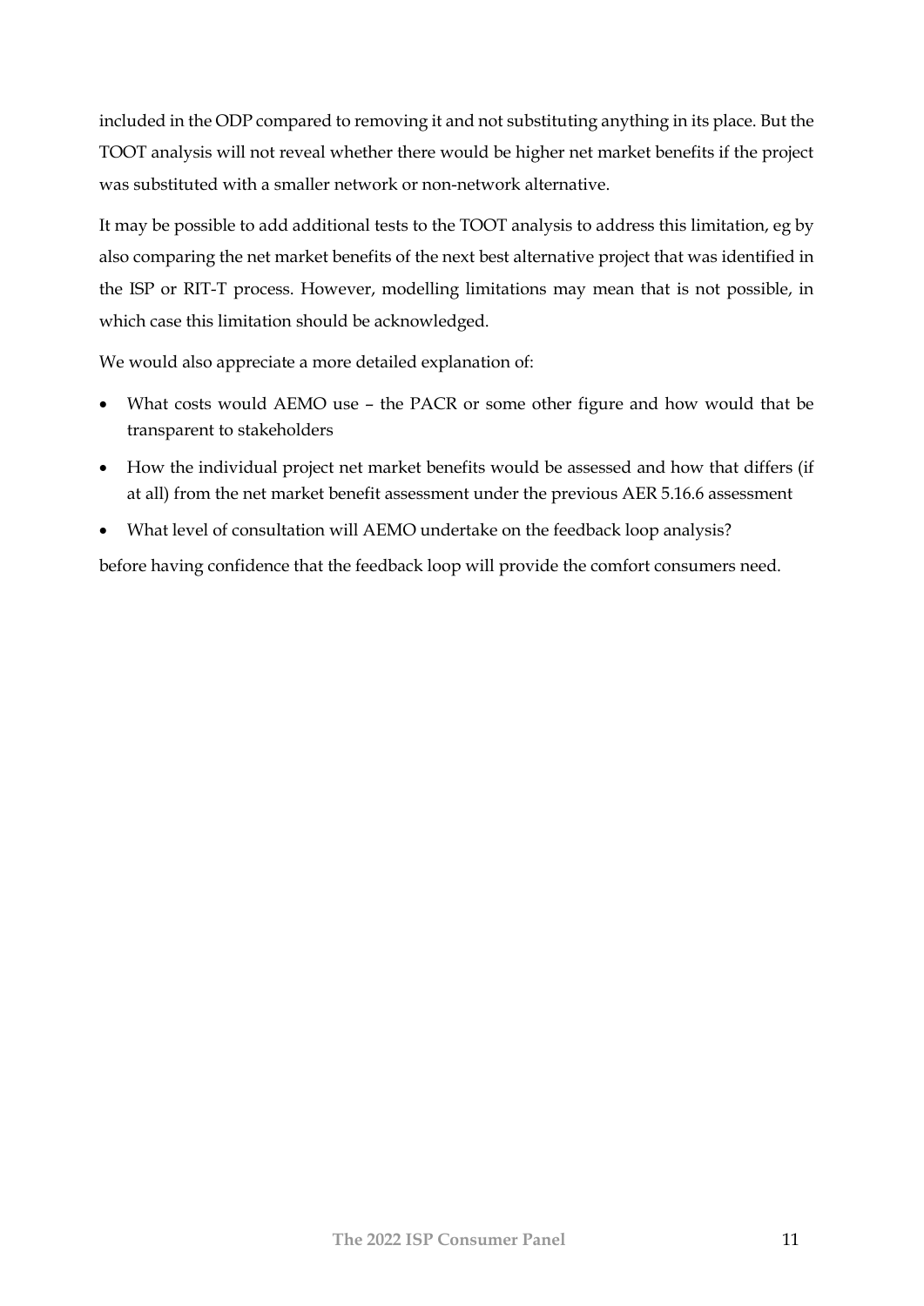included in the ODP compared to removing it and not substituting anything in its place. But the TOOT analysis will not reveal whether there would be higher net market benefits if the project was substituted with a smaller network or non-network alternative.

It may be possible to add additional tests to the TOOT analysis to address this limitation, eg by also comparing the net market benefits of the next best alternative project that was identified in the ISP or RIT-T process. However, modelling limitations may mean that is not possible, in which case this limitation should be acknowledged.

We would also appreciate a more detailed explanation of:

- What costs would AEMO use – the PACR or some other figure and how would that be transparent to stakeholders
- How the individual project net market benefits would be assessed and how that differs (if at all) from the net market benefit assessment under the previous AER 5.16.6 assessment
- What level of consultation will AEMO undertake on the feedback loop analysis?

before having confidence that the feedback loop will provide the comfort consumers need.